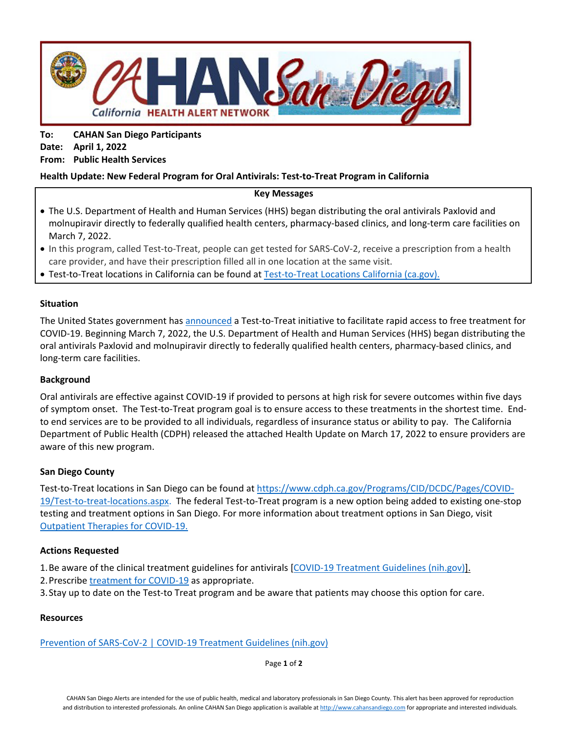**To:** CAHAN San Diego Participants
**Date:** April 1, 2022
**From:** Public Health Services

**Health Update: New Federal Program for Oral Antivirals: Test-to-Treat Program in California**

**Key Messages**

- The U.S. Department of Health and Human Services (HHS) began distributing the oral antivirals Paxlovid and molnupiravir directly to federally qualified health centers, pharmacy-based clinics, and long-term care facilities on March 7, 2022.
- In this program, called Test-to-Treat, people can get tested for SARS-CoV-2, receive a prescription from a health care provider, and have their prescription filled all in one location at the same visit.
- Test-to-Treat locations in California can be found at Test-to-Treat Locations California (ca.gov).

**Situation**

The United States government has announced a Test-to-Treat initiative to facilitate rapid access to free treatment for COVID-19. Beginning March 7, 2022, the U.S. Department of Health and Human Services (HHS) began distributing the oral antivirals Paxlovid and molnupiravir directly to federally qualified health centers, pharmacy-based clinics, and long-term care facilities.

**Background**

Oral antivirals are effective against COVID-19 if provided to persons at high risk for severe outcomes within five days of symptom onset. The Test-to-Treat program goal is to ensure access to these treatments in the shortest time. End-to end services are to be provided to all individuals, regardless of insurance status or ability to pay. The California Department of Public Health (CDPH) released the attached Health Update on March 17, 2022 to ensure providers are aware of this new program.

**San Diego County**

Test-to-Treat locations in San Diego can be found at https://www.cdph.ca.gov/Programs/CID/DCDC/Pages/COVID-19/Test-to-treat-locations.aspx. The federal Test-to-Treat program is a new option being added to existing one-stop testing and treatment options in San Diego. For more information about treatment options in San Diego, visit Outpatient Therapies for COVID-19.

**Actions Requested**

1. Be aware of the clinical treatment guidelines for antivirals [COVID-19 Treatment Guidelines (nih.gov)].
2. Prescribe treatment for COVID-19 as appropriate.
3. Stay up to date on the Test-to Treat program and be aware that patients may choose this option for care.

**Resources**

Prevention of SARS-CoV-2 | COVID-19 Treatment Guidelines (nih.gov)

CAHAN San Diego Alerts are intended for the use of public health, medical and laboratory professionals in San Diego County. This alert has been approved for reproduction and distribution to interested professionals. An online CAHAN San Diego application is available at http://www.cahansandiego.com for appropriate and interested individuals.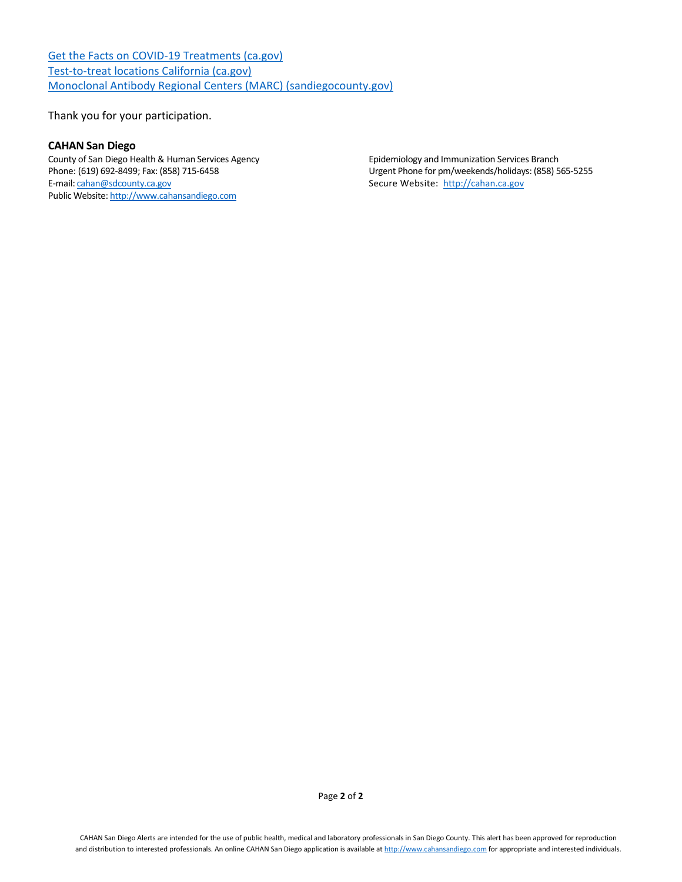[Get the Facts on COVID-19 Treatments (ca.gov)](#)
[Test-to-treat locations California (ca.gov)](#)
[Monoclonal Antibody Regional Centers (MARC) (sandiegocounty.gov)](#)

Thank you for your participation.

**CAHAN San Diego**
County of San Diego Health & Human Services Agency
Phone: (619) 692-8499; Fax: (858) 715-6458
E-mail: cahan@sdcounty.ca.gov
Public Website: http://www.cahansandiego.com

Epidemiology and Immunization Services Branch
Urgent Phone for pm/weekends/holidays: (858) 565-5255
Secure Website: http://cahan.ca.gov

CAHAN San Diego Alerts are intended for the use of public health, medical and laboratory professionals in San Diego County. This alert has been approved for reproduction and distribution to interested professionals. An online CAHAN San Diego application is available at http://www.cahansandiego.com for appropriate and interested individuals.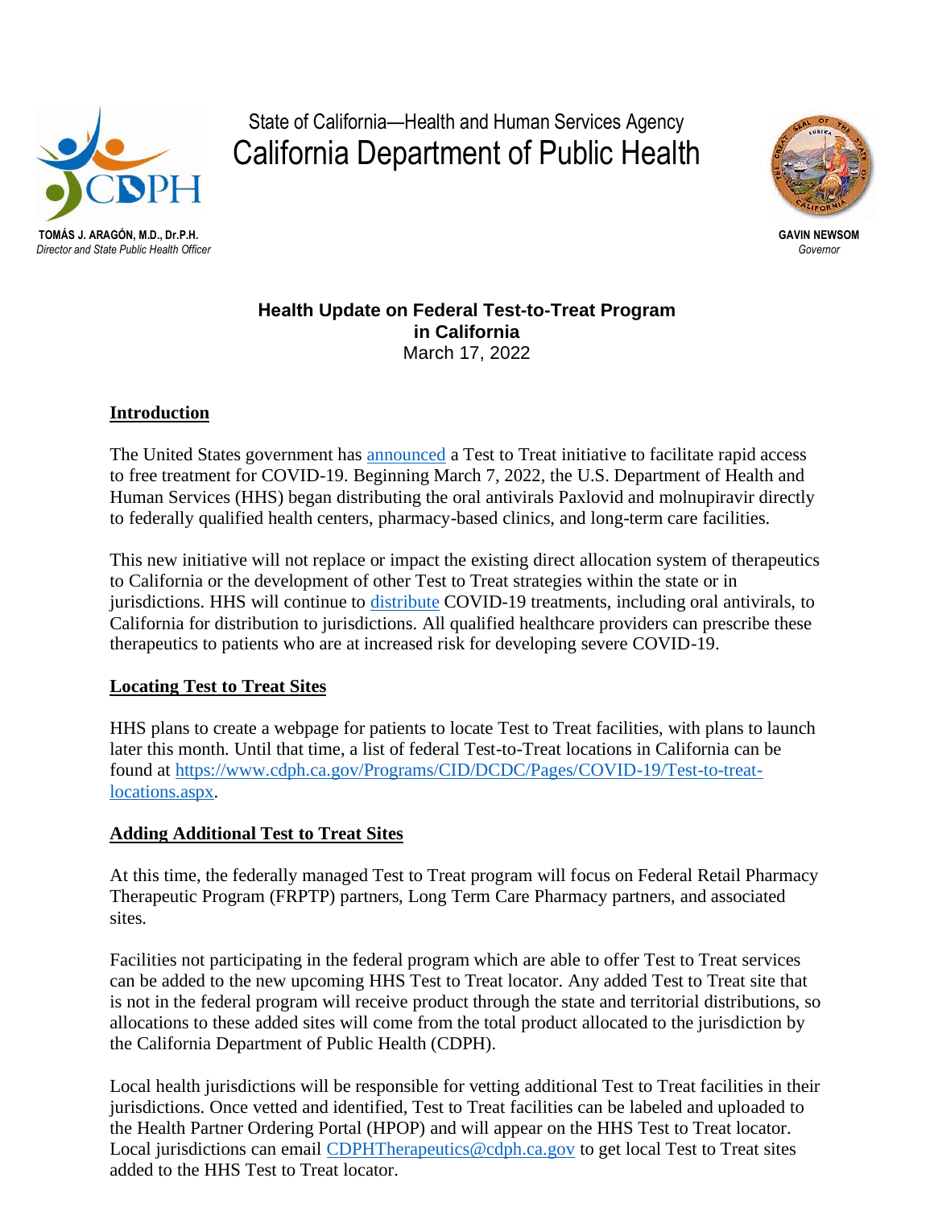State of California—Health and Human Services Agency
California Department of Public Health

**TOMÁS J. ARAGÓN, M.D., Dr.P.H.**
*Director and State Public Health Officer*

**GAVIN NEWSOM**
*Governor*

**Health Update on Federal Test-to-Treat Program in California**
March 17, 2022

## Introduction

The United States government has [announced](announced) a Test to Treat initiative to facilitate rapid access to free treatment for COVID-19. Beginning March 7, 2022, the U.S. Department of Health and Human Services (HHS) began distributing the oral antivirals Paxlovid and molnupiravir directly to federally qualified health centers, pharmacy-based clinics, and long-term care facilities.

This new initiative will not replace or impact the existing direct allocation system of therapeutics to California or the development of other Test to Treat strategies within the state or in jurisdictions. HHS will continue to [distribute](distribute) COVID-19 treatments, including oral antivirals, to California for distribution to jurisdictions. All qualified healthcare providers can prescribe these therapeutics to patients who are at increased risk for developing severe COVID-19.

## Locating Test to Treat Sites

HHS plans to create a webpage for patients to locate Test to Treat facilities, with plans to launch later this month. Until that time, a list of federal Test-to-Treat locations in California can be found at [https://www.cdph.ca.gov/Programs/CID/DCDC/Pages/COVID-19/Test-to-treat-locations.aspx](https://www.cdph.ca.gov/Programs/CID/DCDC/Pages/COVID-19/Test-to-treat-locations.aspx).

## Adding Additional Test to Treat Sites

At this time, the federally managed Test to Treat program will focus on Federal Retail Pharmacy Therapeutic Program (FRPTP) partners, Long Term Care Pharmacy partners, and associated sites.

Facilities not participating in the federal program which are able to offer Test to Treat services can be added to the new upcoming HHS Test to Treat locator. Any added Test to Treat site that is not in the federal program will receive product through the state and territorial distributions, so allocations to these added sites will come from the total product allocated to the jurisdiction by the California Department of Public Health (CDPH).

Local health jurisdictions will be responsible for vetting additional Test to Treat facilities in their jurisdictions. Once vetted and identified, Test to Treat facilities can be labeled and uploaded to the Health Partner Ordering Portal (HPOP) and will appear on the HHS Test to Treat locator. Local jurisdictions can email [CDPHTherapeutics@cdph.ca.gov](mailto:CDPHTherapeutics@cdph.ca.gov) to get local Test to Treat sites added to the HHS Test to Treat locator.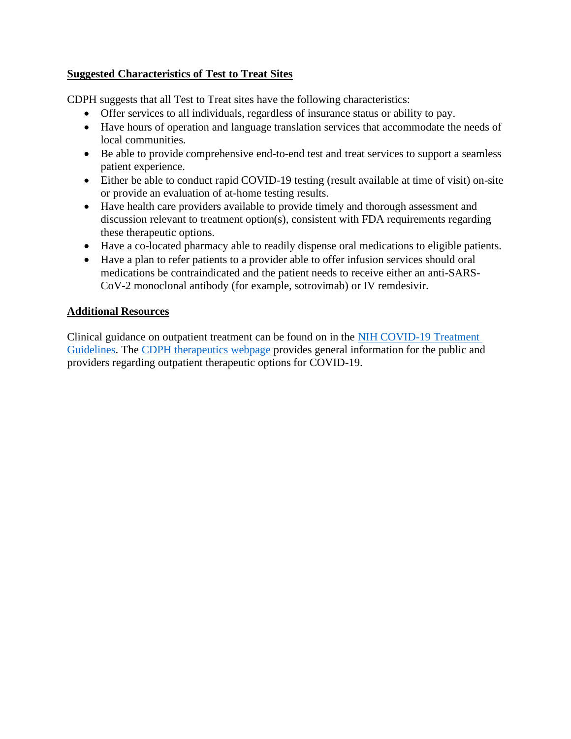**Suggested Characteristics of Test to Treat Sites**

CDPH suggests that all Test to Treat sites have the following characteristics:

- Offer services to all individuals, regardless of insurance status or ability to pay.
- Have hours of operation and language translation services that accommodate the needs of local communities.
- Be able to provide comprehensive end-to-end test and treat services to support a seamless patient experience.
- Either be able to conduct rapid COVID-19 testing (result available at time of visit) on-site or provide an evaluation of at-home testing results.
- Have health care providers available to provide timely and thorough assessment and discussion relevant to treatment option(s), consistent with FDA requirements regarding these therapeutic options.
- Have a co-located pharmacy able to readily dispense oral medications to eligible patients.
- Have a plan to refer patients to a provider able to offer infusion services should oral medications be contraindicated and the patient needs to receive either an anti-SARS-CoV-2 monoclonal antibody (for example, sotrovimab) or IV remdesivir.

**Additional Resources**

Clinical guidance on outpatient treatment can be found on in the NIH COVID-19 Treatment Guidelines. The CDPH therapeutics webpage provides general information for the public and providers regarding outpatient therapeutic options for COVID-19.